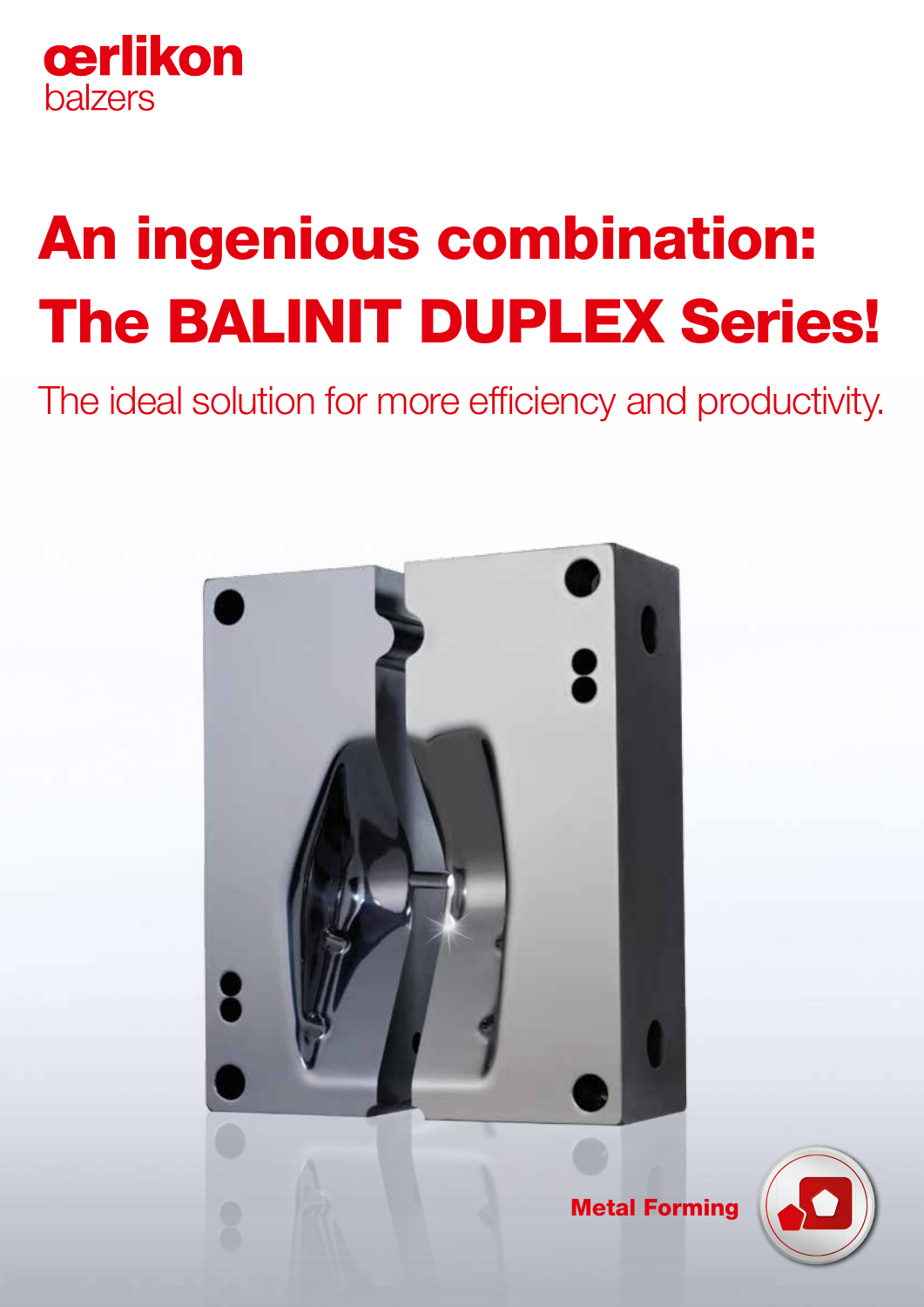oerlikon
balzers

# An ingenious combination: The BALINIT DUPLEX Series!

The ideal solution for more efficiency and productivity.

Metal Forming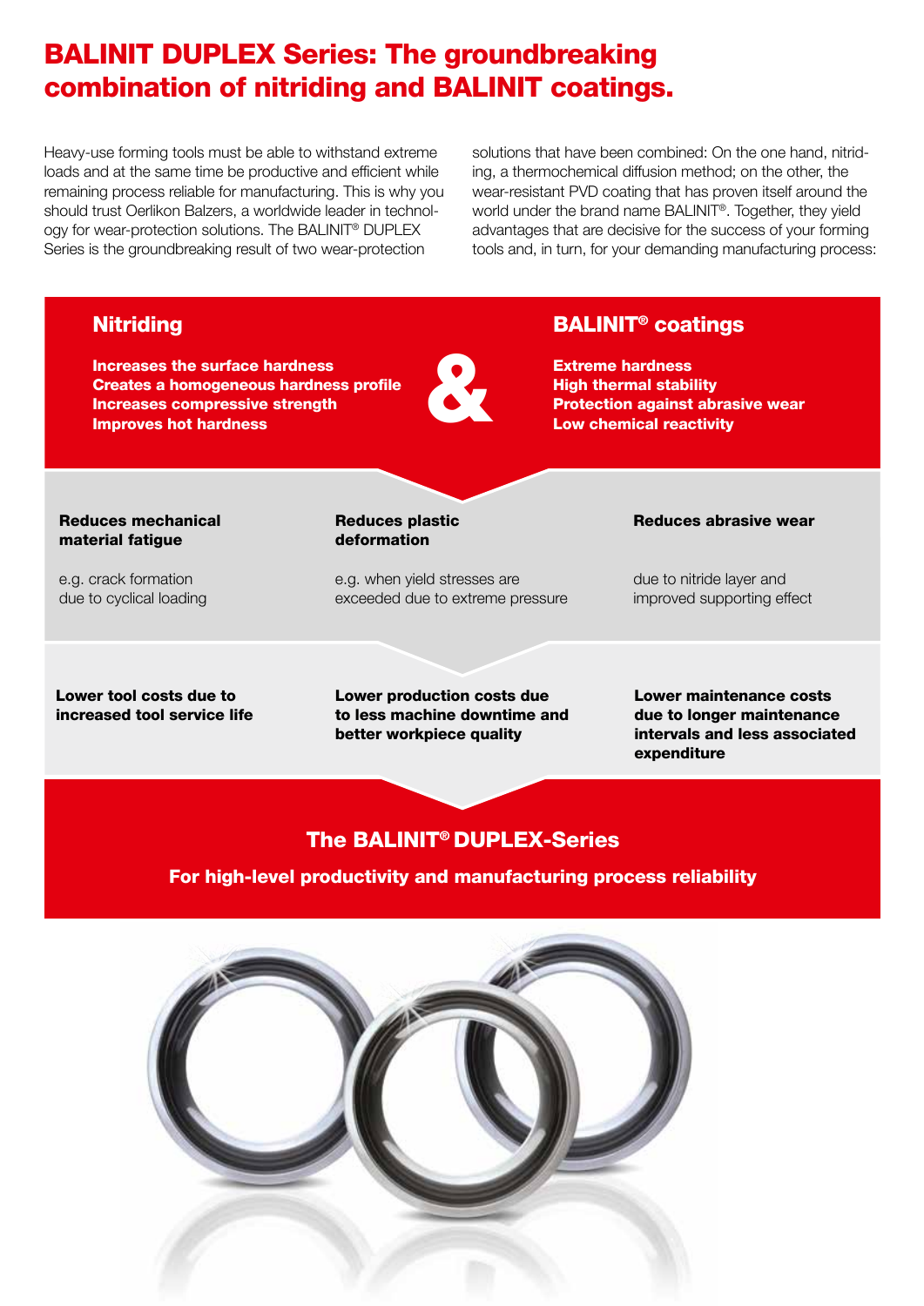# BALINIT DUPLEX Series: The groundbreaking combination of nitriding and BALINIT coatings.

Heavy-use forming tools must be able to withstand extreme loads and at the same time be productive and efficient while remaining process reliable for manufacturing. This is why you should trust Oerlikon Balzers, a worldwide leader in technology for wear-protection solutions. The BALINIT® DUPLEX Series is the groundbreaking result of two wear-protection solutions that have been combined: On the one hand, nitriding, a thermochemical diffusion method; on the other, the wear-resistant PVD coating that has proven itself around the world under the brand name BALINIT®. Together, they yield advantages that are decisive for the success of your forming tools and, in turn, for your demanding manufacturing process:

## Nitriding

**Increases the surface hardness**
**Creates a homogeneous hardness profile**
**Increases compressive strength**
**Improves hot hardness**

&

## BALINIT® coatings

**Extreme hardness**
**High thermal stability**
**Protection against abrasive wear**
**Low chemical reactivity**

**Reduces mechanical material fatigue**

e.g. crack formation due to cyclical loading

**Reduces plastic deformation**

e.g. when yield stresses are exceeded due to extreme pressure

**Reduces abrasive wear**

due to nitride layer and improved supporting effect

**Lower tool costs due to increased tool service life**

**Lower production costs due to less machine downtime and better workpiece quality**

**Lower maintenance costs due to longer maintenance intervals and less associated expenditure**

## The BALINIT® DUPLEX-Series

**For high-level productivity and manufacturing process reliability**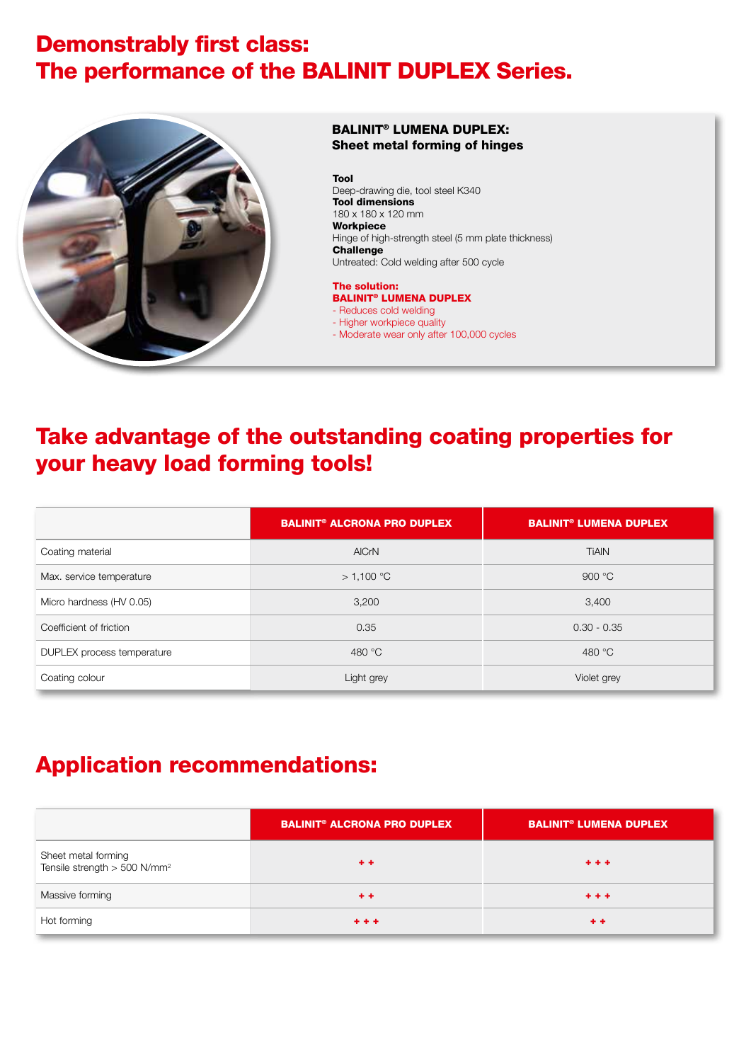# Demonstrably first class: The performance of the BALINIT DUPLEX Series.

### BALINIT® LUMENA DUPLEX: Sheet metal forming of hinges

**Tool**
Deep-drawing die, tool steel K340
**Tool dimensions**
180 x 180 x 120 mm
**Workpiece**
Hinge of high-strength steel (5 mm plate thickness)
**Challenge**
Untreated: Cold welding after 500 cycle

**The solution:**
**BALINIT® LUMENA DUPLEX**
- Reduces cold welding
- Higher workpiece quality
- Moderate wear only after 100,000 cycles

## Take advantage of the outstanding coating properties for your heavy load forming tools!

| | BALINIT® ALCRONA PRO DUPLEX | BALINIT® LUMENA DUPLEX |
|---|---|---|
| Coating material | AlCrN | TiAlN |
| Max. service temperature | > 1,100 °C | 900 °C |
| Micro hardness (HV 0.05) | 3,200 | 3,400 |
| Coefficient of friction | 0.35 | 0.30 - 0.35 |
| DUPLEX process temperature | 480 °C | 480 °C |
| Coating colour | Light grey | Violet grey |

## Application recommendations:

| | BALINIT® ALCRONA PRO DUPLEX | BALINIT® LUMENA DUPLEX |
|---|---|---|
| Sheet metal forming<br>Tensile strength > 500 N/mm² | + + | + + + |
| Massive forming | + + | + + + |
| Hot forming | + + + | + + |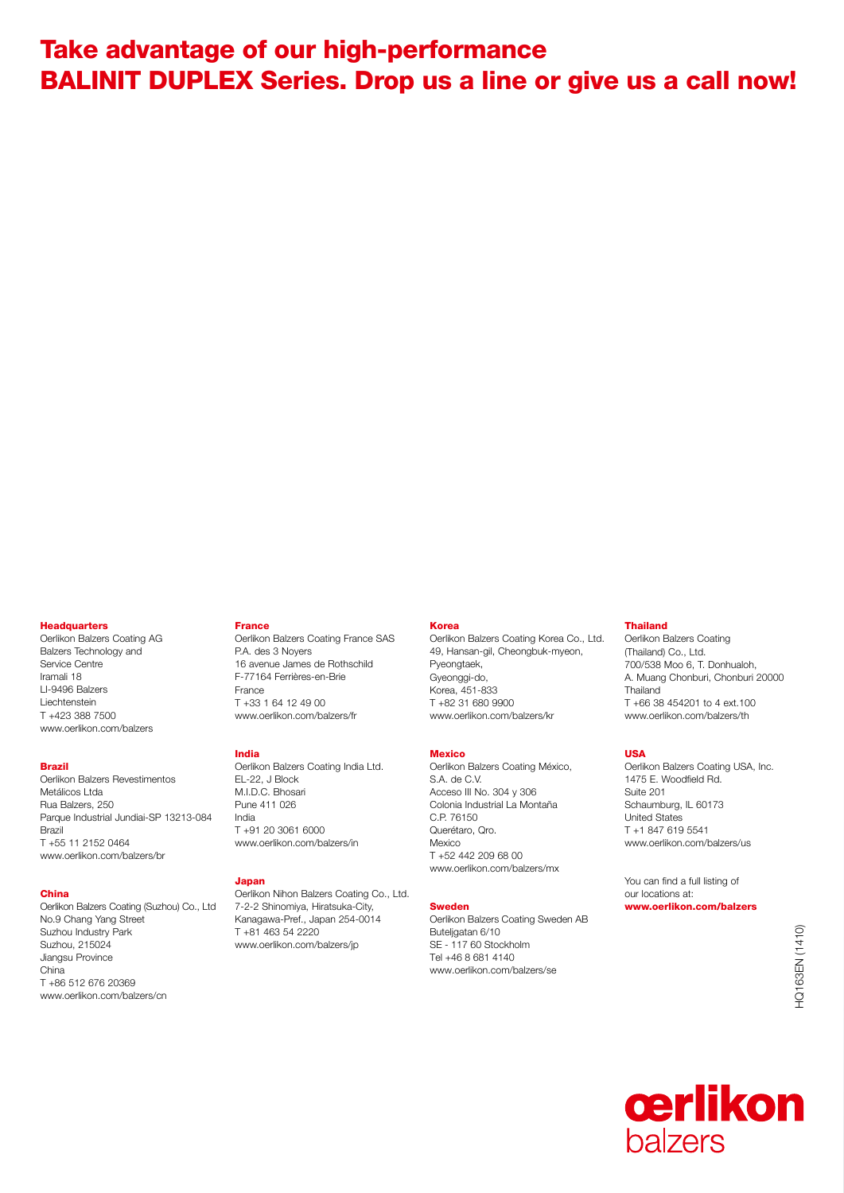# Take advantage of our high-performance BALINIT DUPLEX Series. Drop us a line or give us a call now!

**Headquarters**
Oerlikon Balzers Coating AG
Balzers Technology and
Service Centre
Iramali 18
LI-9496 Balzers
Liechtenstein
T +423 388 7500
www.oerlikon.com/balzers

**Brazil**
Oerlikon Balzers Revestimentos
Metálicos Ltda
Rua Balzers, 250
Parque Industrial Jundiai-SP 13213-084
Brazil
T +55 11 2152 0464
www.oerlikon.com/balzers/br

**China**
Oerlikon Balzers Coating (Suzhou) Co., Ltd
No.9 Chang Yang Street
Suzhou Industry Park
Suzhou, 215024
Jiangsu Province
China
T +86 512 676 20369
www.oerlikon.com/balzers/cn

**France**
Oerlikon Balzers Coating France SAS
P.A. des 3 Noyers
16 avenue James de Rothschild
F-77164 Ferrières-en-Brie
France
T +33 1 64 12 49 00
www.oerlikon.com/balzers/fr

**India**
Oerlikon Balzers Coating India Ltd.
EL-22, J Block
M.I.D.C. Bhosari
Pune 411 026
India
T +91 20 3061 6000
www.oerlikon.com/balzers/in

**Japan**
Oerlikon Nihon Balzers Coating Co., Ltd.
7-2-2 Shinomiya, Hiratsuka-City,
Kanagawa-Pref., Japan 254-0014
T +81 463 54 2220
www.oerlikon.com/balzers/jp

**Korea**
Oerlikon Balzers Coating Korea Co., Ltd.
49, Hansan-gil, Cheongbuk-myeon,
Pyeongtaek,
Gyeonggi-do,
Korea, 451-833
T +82 31 680 9900
www.oerlikon.com/balzers/kr

**Mexico**
Oerlikon Balzers Coating México,
S.A. de C.V.
Acceso III No. 304 y 306
Colonia Industrial La Montaña
C.P. 76150
Querétaro, Qro.
Mexico
T +52 442 209 68 00
www.oerlikon.com/balzers/mx

**Sweden**
Oerlikon Balzers Coating Sweden AB
Buteljgatan 6/10
SE - 117 60 Stockholm
Tel +46 8 681 4140
www.oerlikon.com/balzers/se

**Thailand**
Oerlikon Balzers Coating
(Thailand) Co., Ltd.
700/538 Moo 6, T. Donhualoh,
A. Muang Chonburi, Chonburi 20000
Thailand
T +66 38 454201 to 4 ext.100
www.oerlikon.com/balzers/th

**USA**
Oerlikon Balzers Coating USA, Inc.
1475 E. Woodfield Rd.
Suite 201
Schaumburg, IL 60173
United States
T +1 847 619 5541
www.oerlikon.com/balzers/us

You can find a full listing of our locations at:
**www.oerlikon.com/balzers**

HQ163EN (1410)

œrlikon
balzers